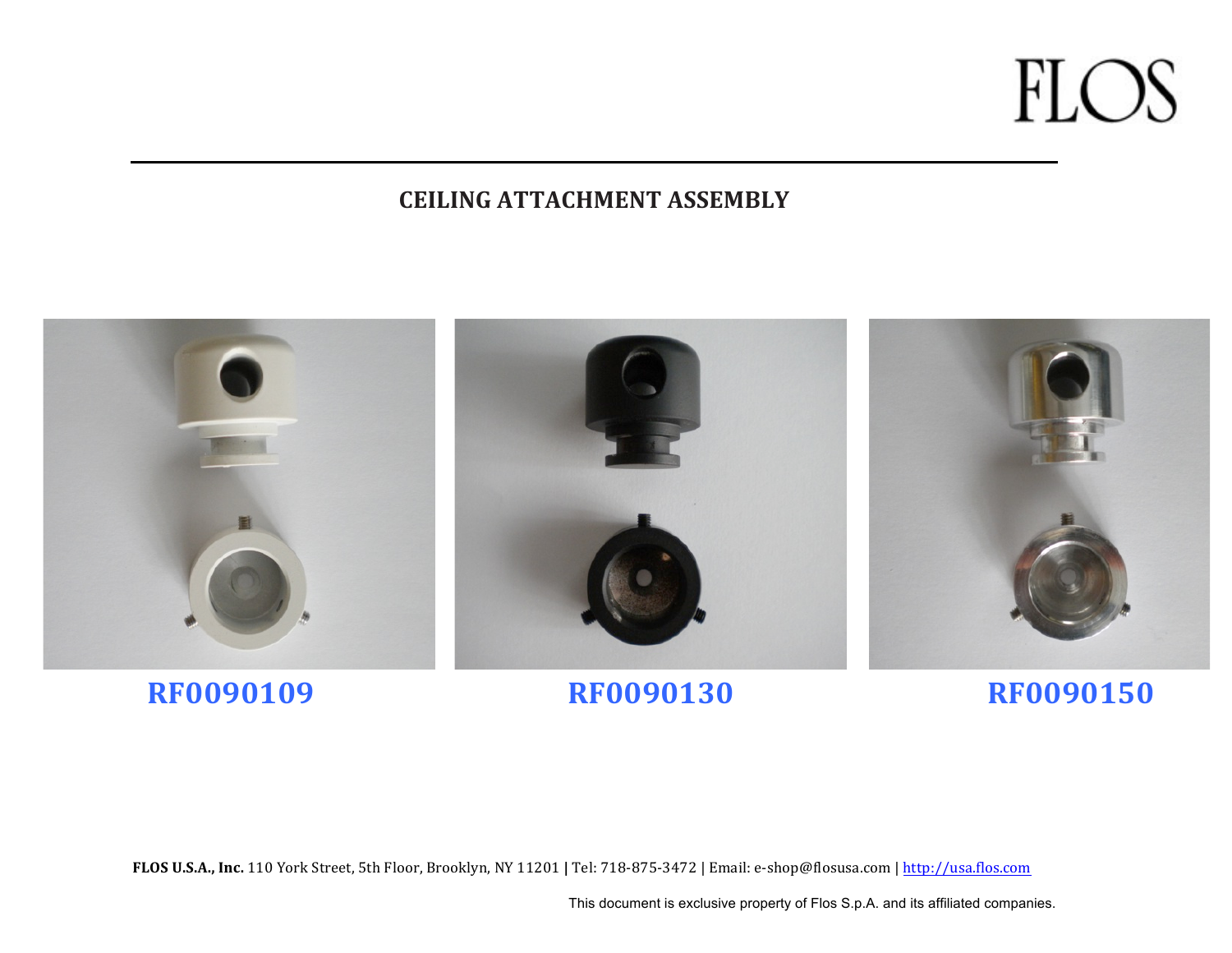FLOS

## CEILING ATTACHMENT ASSEMBLY

**RF0090109**

**RF0090130**

**RF0090150**

**FLOS U.S.A., Inc.** 110 York Street, 5th Floor, Brooklyn, NY 11201 | Tel: 718-875-3472 | Email: e-shop@flosusa.com | http://usa.flos.com

This document is exclusive property of Flos S.p.A. and its affiliated companies.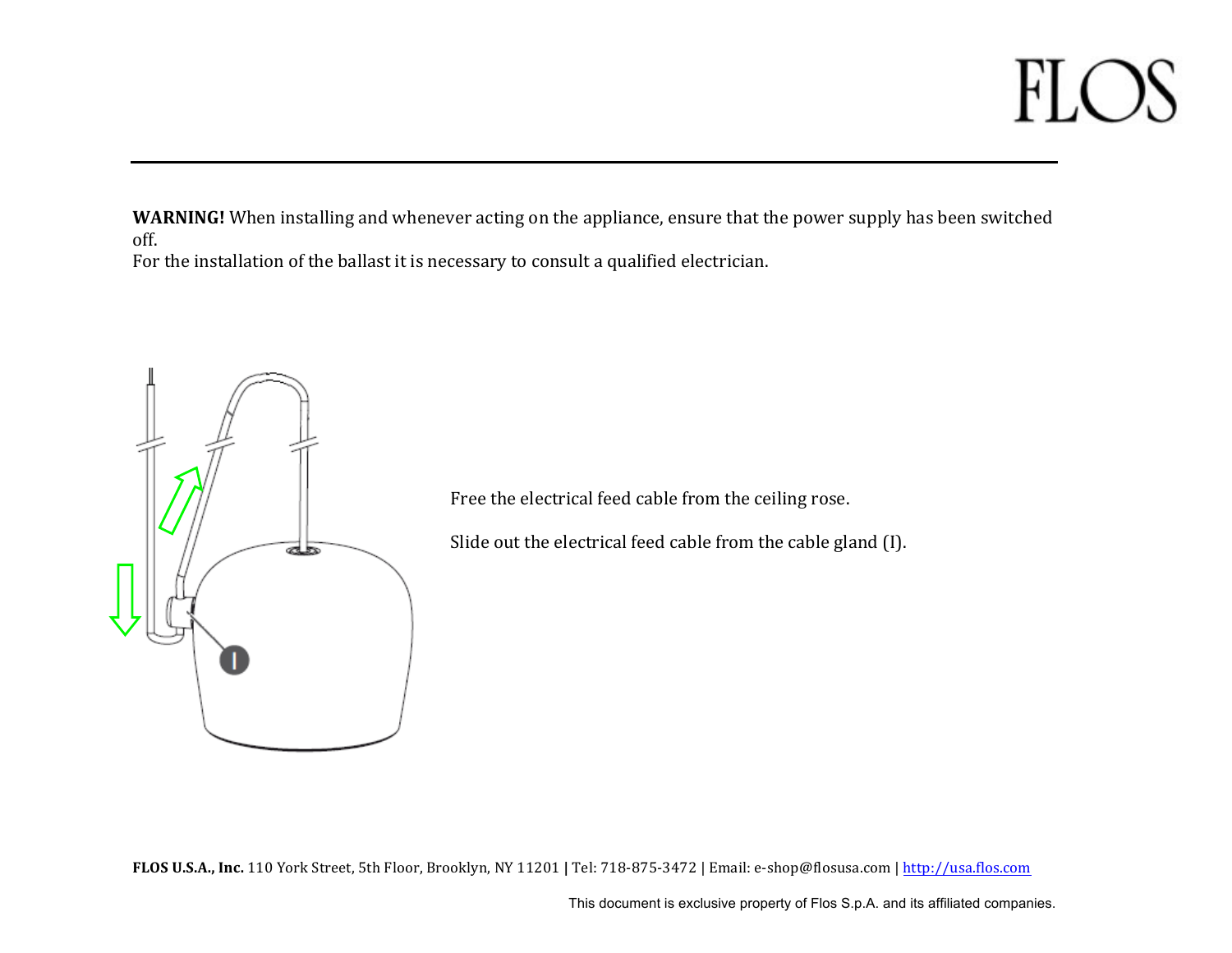**WARNING!** When installing and whenever acting on the appliance, ensure that the power supply has been switched off.
For the installation of the ballast it is necessary to consult a qualified electrician.

Free the electrical feed cable from the ceiling rose.

Slide out the electrical feed cable from the cable gland (I).

**FLOS U.S.A., Inc.** 110 York Street, 5th Floor, Brooklyn, NY 11201 | Tel: 718-875-3472 | Email: e-shop@flosusa.com | http://usa.flos.com

This document is exclusive property of Flos S.p.A. and its affiliated companies.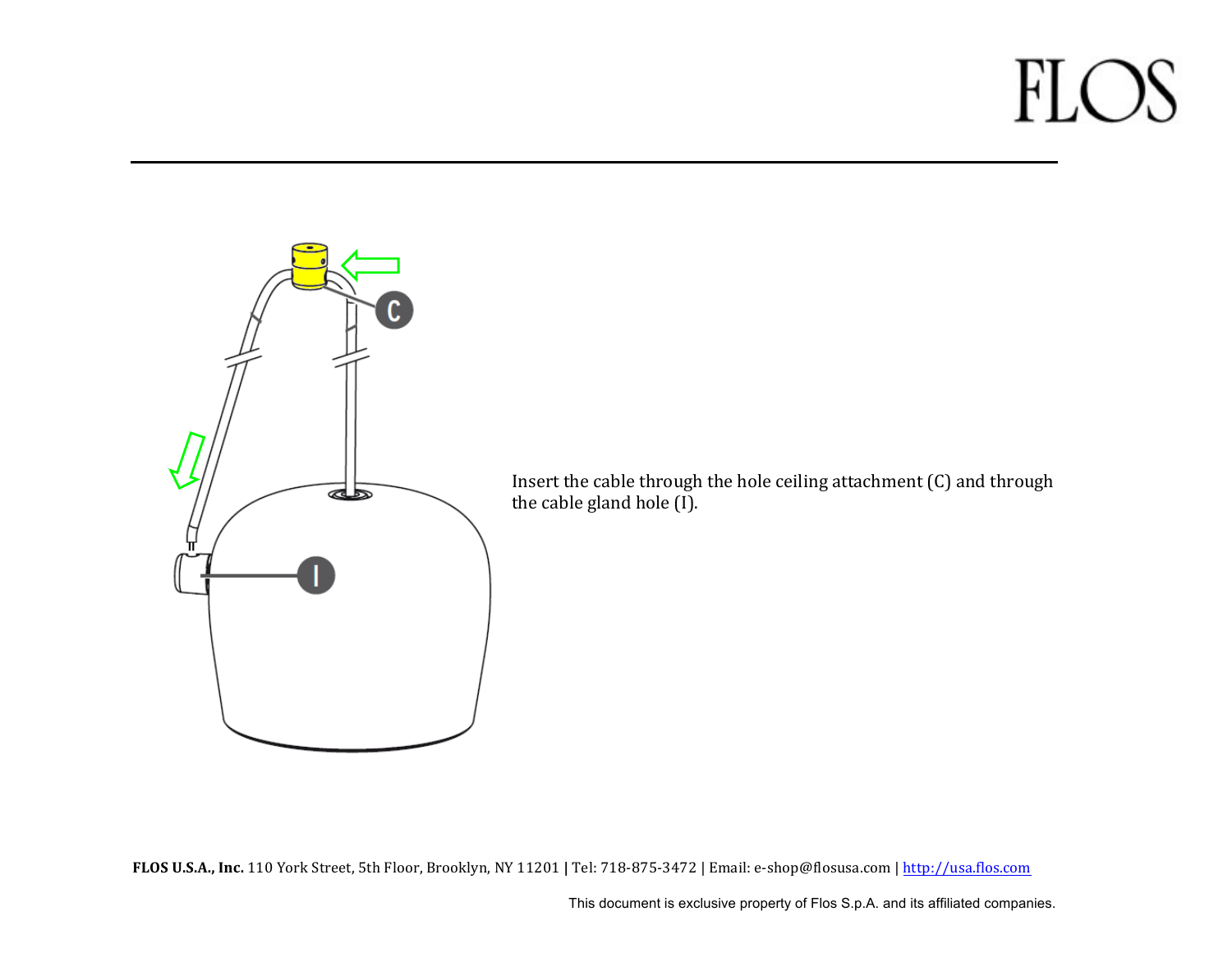Insert the cable through the hole ceiling attachment (C) and through the cable gland hole (I).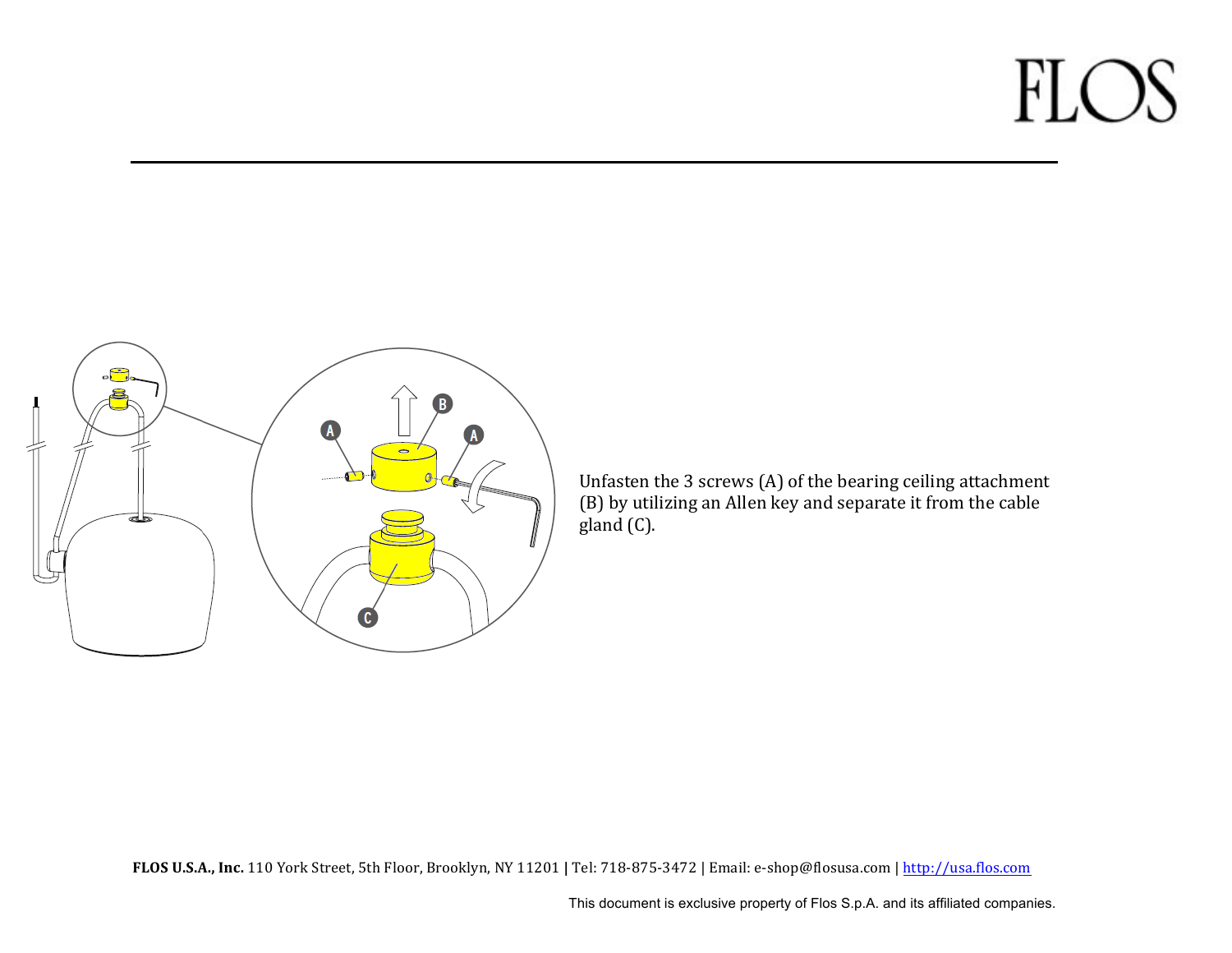Unfasten the 3 screws (A) of the bearing ceiling attachment (B) by utilizing an Allen key and separate it from the cable gland (C).

**FLOS U.S.A., Inc.** 110 York Street, 5th Floor, Brooklyn, NY 11201 | Tel: 718-875-3472 | Email: e-shop@flosusa.com | http://usa.flos.com

This document is exclusive property of Flos S.p.A. and its affiliated companies.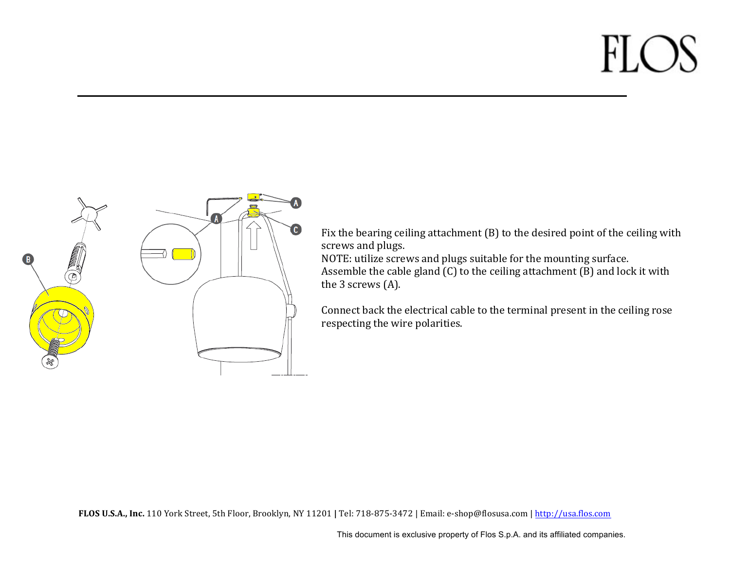Fix the bearing ceiling attachment (B) to the desired point of the ceiling with screws and plugs.
NOTE: utilize screws and plugs suitable for the mounting surface.
Assemble the cable gland (C) to the ceiling attachment (B) and lock it with the 3 screws (A).

Connect back the electrical cable to the terminal present in the ceiling rose respecting the wire polarities.

**FLOS U.S.A., Inc.** 110 York Street, 5th Floor, Brooklyn, NY 11201 | Tel: 718-875-3472 | Email: e-shop@flosusa.com | http://usa.flos.com

This document is exclusive property of Flos S.p.A. and its affiliated companies.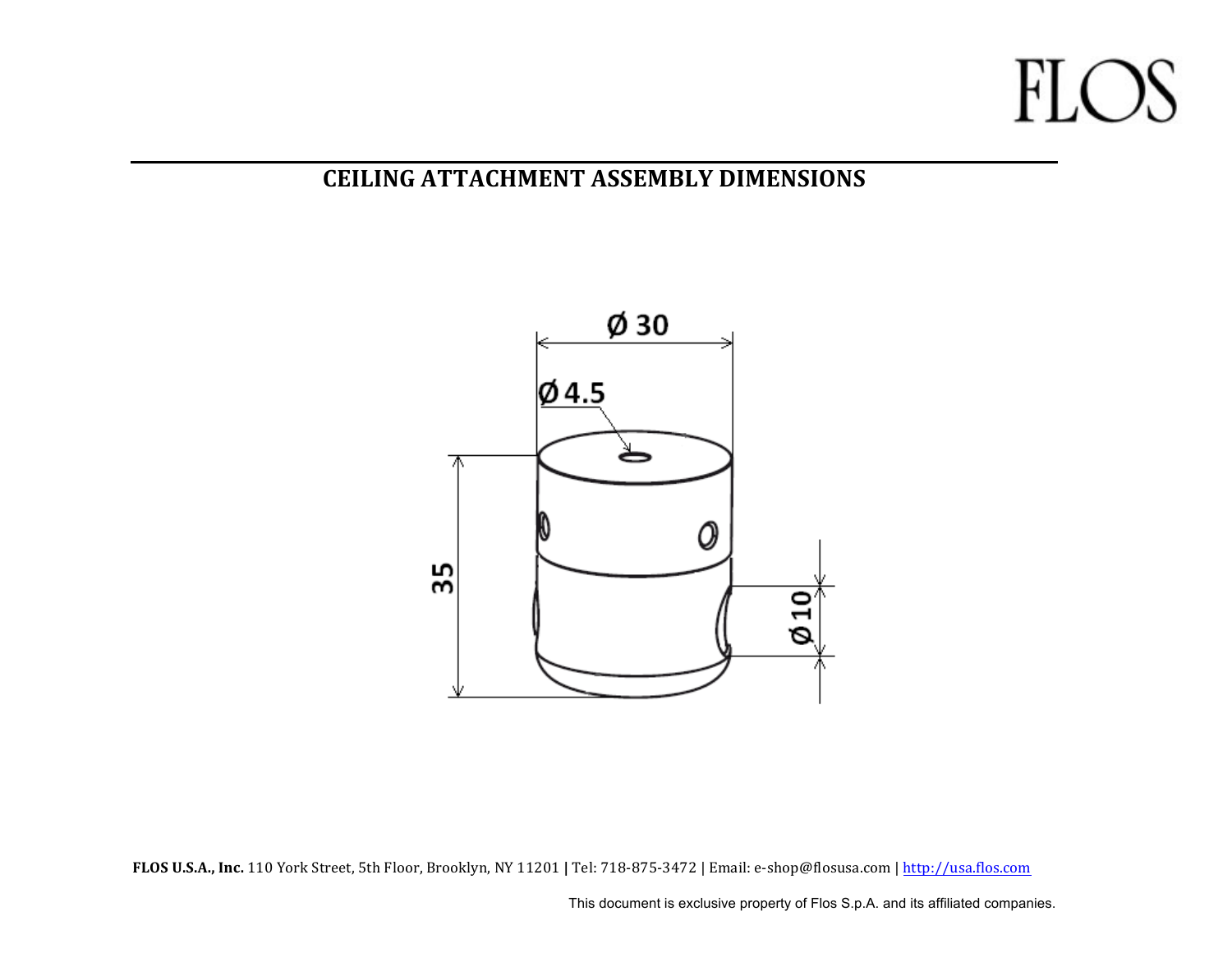FLOS

## CEILING ATTACHMENT ASSEMBLY DIMENSIONS

Ø 30

Ø 4.5

35

Ø 10

**FLOS U.S.A., Inc.** 110 York Street, 5th Floor, Brooklyn, NY 11201 | Tel: 718-875-3472 | Email: e-shop@flosusa.com | http://usa.flos.com

This document is exclusive property of Flos S.p.A. and its affiliated companies.